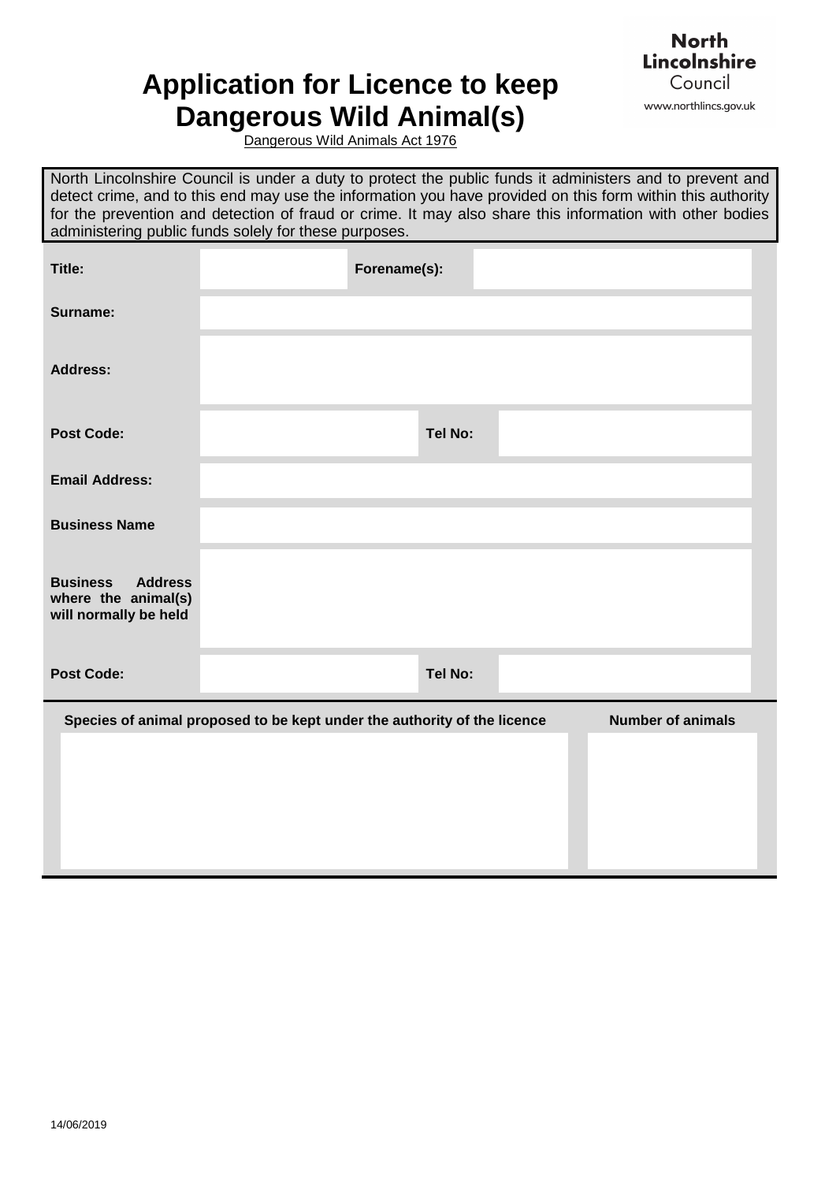# Application for Licence to keep Dangerous Wild Animal(s)

Dangerous Wild Animals Act 1976

North Lincolnshire Council
www.northlincs.gov.uk

North Lincolnshire Council is under a duty to protect the public funds it administers and to prevent and detect crime, and to this end may use the information you have provided on this form within this authority for the prevention and detection of fraud or crime. It may also share this information with other bodies administering public funds solely for these purposes.

| | | | |
|---|---|---|---|
| **Title:** | | **Forename(s):** | |
| **Surname:** | | | |
| **Address:** | | | |
| **Post Code:** | | **Tel No:** | |
| **Email Address:** | | | |
| **Business Name** | | | |
| **Business Address where the animal(s) will normally be held** | | | |
| **Post Code:** | | **Tel No:** | |

| Species of animal proposed to be kept under the authority of the licence | Number of animals |
|---|---|
| | |

14/06/2019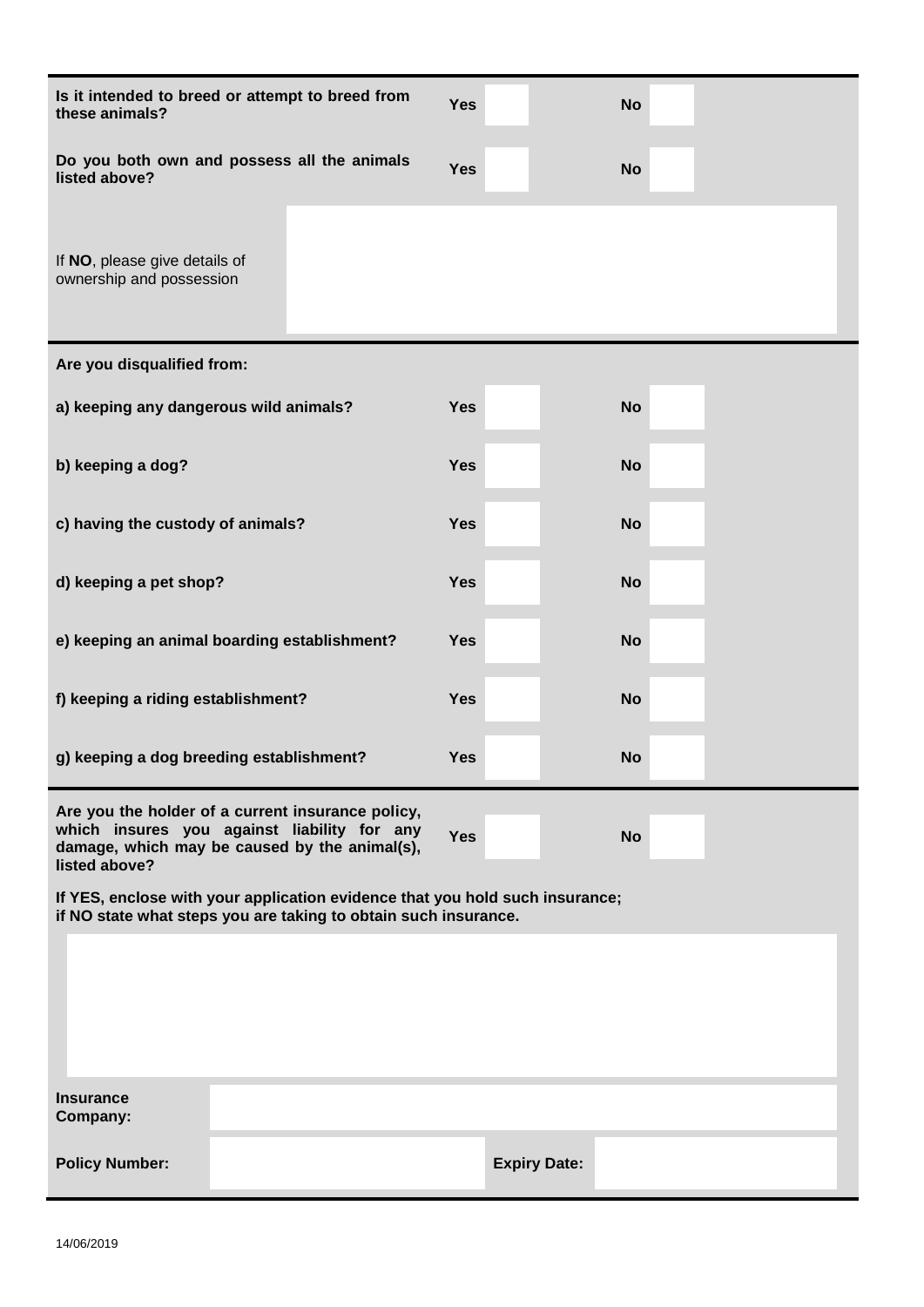| | Yes | | No | |
|---|---|---|---|---|
| **Is it intended to breed or attempt to breed from these animals?** | **Yes** | | **No** | |
| **Do you both own and possess all the animals listed above?** | **Yes** | | **No** | |

If **NO**, please give details of ownership and possession

**Are you disqualified from:**

| | Yes | | No | |
|---|---|---|---|---|
| **a) keeping any dangerous wild animals?** | **Yes** | | **No** | |
| **b) keeping a dog?** | **Yes** | | **No** | |
| **c) having the custody of animals?** | **Yes** | | **No** | |
| **d) keeping a pet shop?** | **Yes** | | **No** | |
| **e) keeping an animal boarding establishment?** | **Yes** | | **No** | |
| **f) keeping a riding establishment?** | **Yes** | | **No** | |
| **g) keeping a dog breeding establishment?** | **Yes** | | **No** | |

| | Yes | | No | |
|---|---|---|---|---|
| **Are you the holder of a current insurance policy, which insures you against liability for any damage, which may be caused by the animal(s), listed above?** | **Yes** | | **No** | |

**If YES, enclose with your application evidence that you hold such insurance; if NO state what steps you are taking to obtain such insurance.**

| | | | |
|---|---|---|---|
| **Insurance Company:** | | | |
| **Policy Number:** | | **Expiry Date:** | |

14/06/2019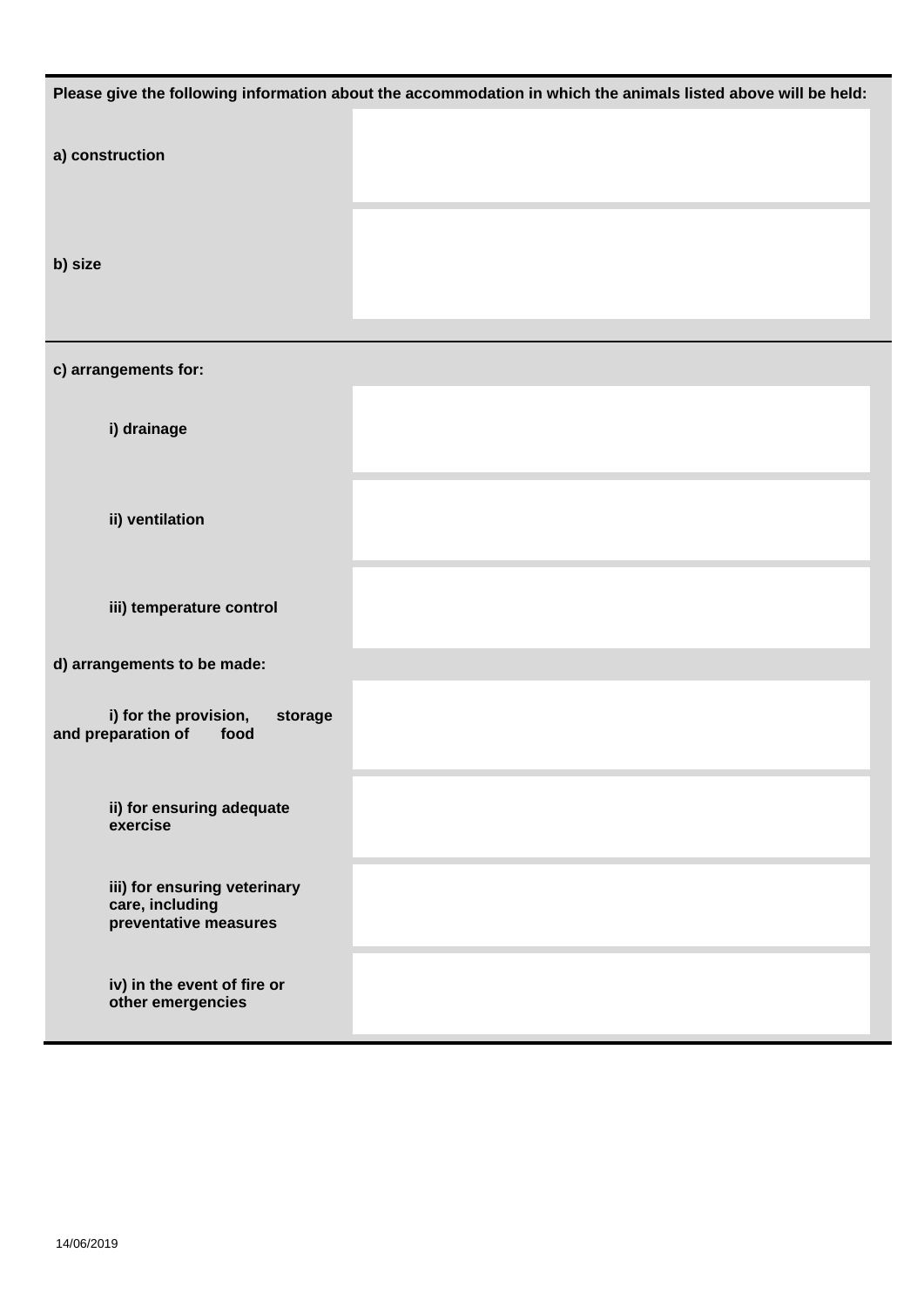**Please give the following information about the accommodation in which the animals listed above will be held:**

| | |
|---|---|
| **a) construction** | |
| **b) size** | |
| **c) arrangements for:** | |
| **i) drainage** | |
| **ii) ventilation** | |
| **iii) temperature control** | |
| **d) arrangements to be made:** | |
| **i) for the provision, storage and preparation of food** | |
| **ii) for ensuring adequate exercise** | |
| **iii) for ensuring veterinary care, including preventative measures** | |
| **iv) in the event of fire or other emergencies** | |

14/06/2019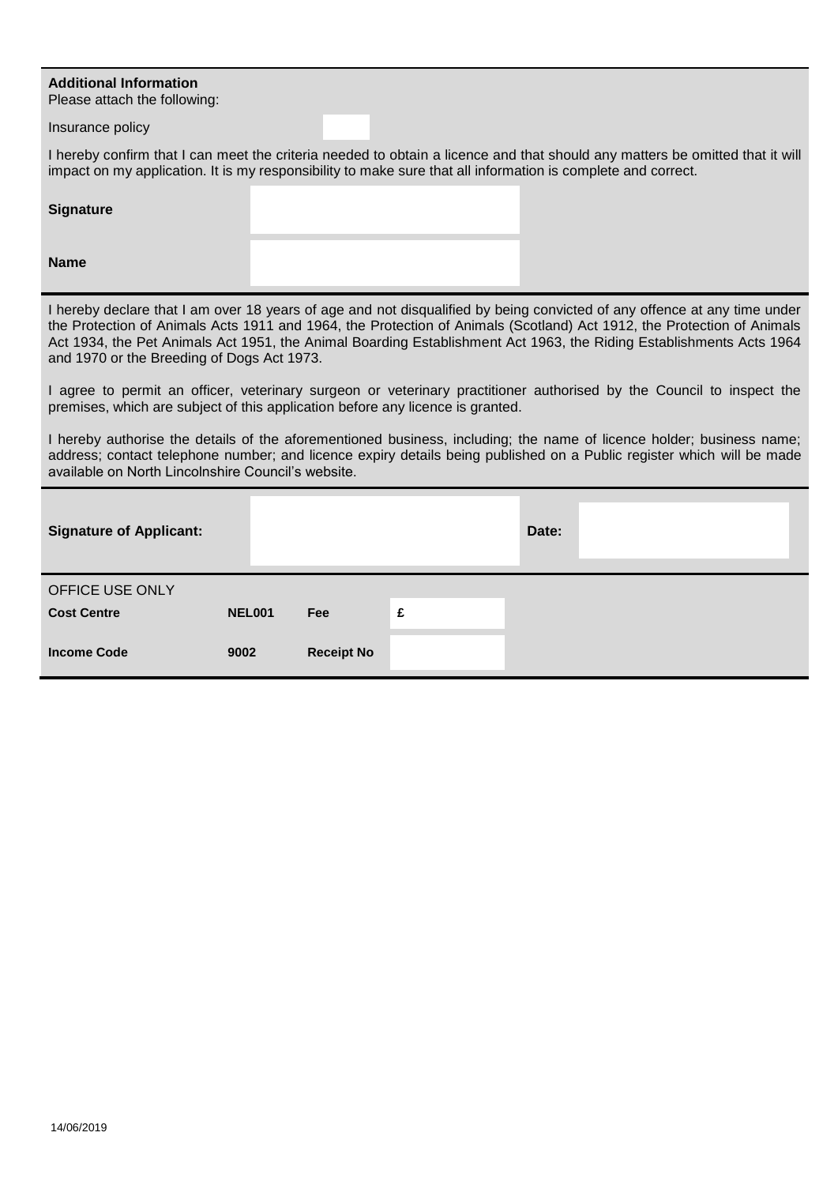**Additional Information**
Please attach the following:

Insurance policy

I hereby confirm that I can meet the criteria needed to obtain a licence and that should any matters be omitted that it will impact on my application. It is my responsibility to make sure that all information is complete and correct.

| | |
|---|---|
| **Signature** | |
| **Name** | |

I hereby declare that I am over 18 years of age and not disqualified by being convicted of any offence at any time under the Protection of Animals Acts 1911 and 1964, the Protection of Animals (Scotland) Act 1912, the Protection of Animals Act 1934, the Pet Animals Act 1951, the Animal Boarding Establishment Act 1963, the Riding Establishments Acts 1964 and 1970 or the Breeding of Dogs Act 1973.

I agree to permit an officer, veterinary surgeon or veterinary practitioner authorised by the Council to inspect the premises, which are subject of this application before any licence is granted.

I hereby authorise the details of the aforementioned business, including; the name of licence holder; business name; address; contact telephone number; and licence expiry details being published on a Public register which will be made available on North Lincolnshire Council's website.

| | | | |
|---|---|---|---|
| **Signature of Applicant:** | | **Date:** | |

OFFICE USE ONLY

| | | | |
|---|---|---|---|
| **Cost Centre** | **NEL001** | **Fee** | £ |
| **Income Code** | **9002** | **Receipt No** | |

14/06/2019